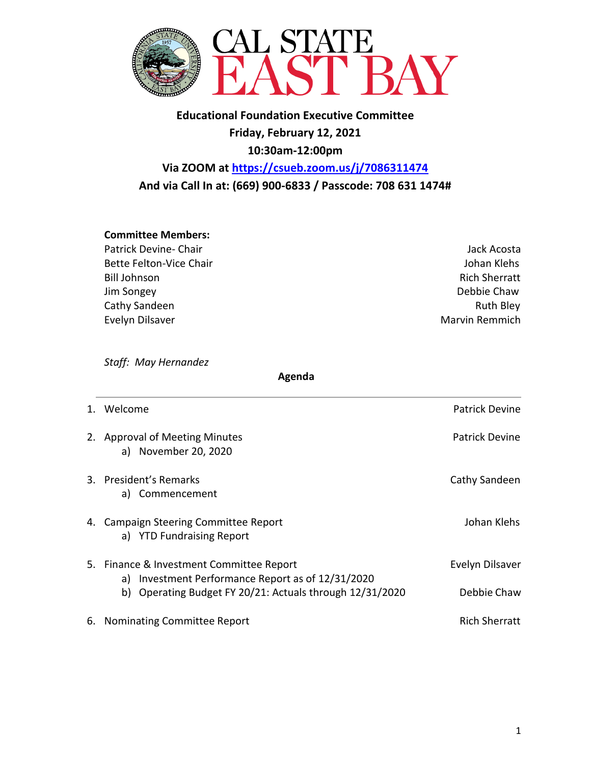# Educational Foundation Executive Committee

**Friday, February 12, 2021**

**10:30am-12:00pm**

**Via ZOOM at [https://csueb.zoom.us/j/7086311474](https://csueb.zoom.us/j/7086311474)**

**And via Call In at: (669) 900-6833 / Passcode: 708 631 1474#**

**Committee Members:**

| | |
|---|---|
| Patrick Devine- Chair | Jack Acosta |
| Bette Felton-Vice Chair | Johan Klehs |
| Bill Johnson | Rich Sherratt |
| Jim Songey | Debbie Chaw |
| Cathy Sandeen | Ruth Bley |
| Evelyn Dilsaver | Marvin Remmich |

*Staff: May Hernandez*

## Agenda

---

1. Welcome — Patrick Devine

2. Approval of Meeting Minutes — Patrick Devine
   a) November 20, 2020

3. President's Remarks — Cathy Sandeen
   a) Commencement

4. Campaign Steering Committee Report — Johan Klehs
   a) YTD Fundraising Report

5. Finance & Investment Committee Report — Evelyn Dilsaver
   a) Investment Performance Report as of 12/31/2020
   b) Operating Budget FY 20/21: Actuals through 12/31/2020 — Debbie Chaw

6. Nominating Committee Report — Rich Sherratt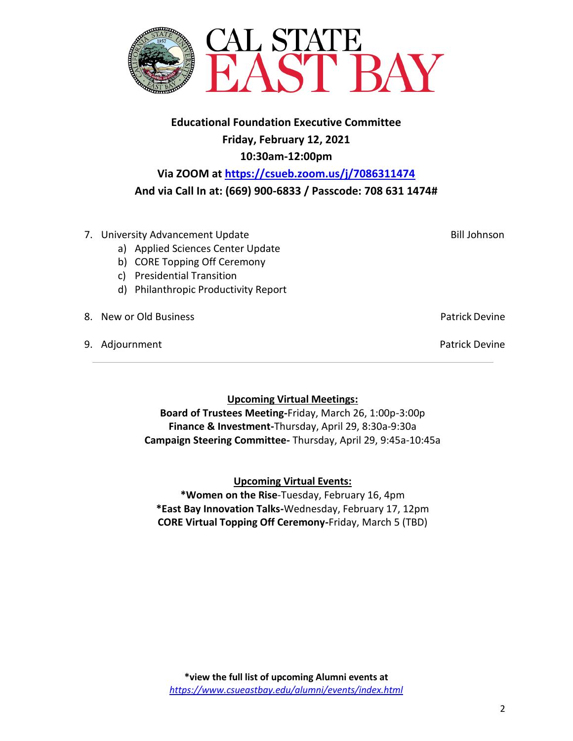**Educational Foundation Executive Committee**

**Friday, February 12, 2021**

**10:30am-12:00pm**

**Via ZOOM at [https://csueb.zoom.us/j/7086311474](https://csueb.zoom.us/j/7086311474)**

**And via Call In at: (669) 900-6833 / Passcode: 708 631 1474#**

7. University Advancement Update — Bill Johnson
   a) Applied Sciences Center Update
   b) CORE Topping Off Ceremony
   c) Presidential Transition
   d) Philanthropic Productivity Report

8. New or Old Business — Patrick Devine

9. Adjournment — Patrick Devine

---

**Upcoming Virtual Meetings:**

**Board of Trustees Meeting-**Friday, March 26, 1:00p-3:00p
**Finance & Investment-**Thursday, April 29, 8:30a-9:30a
**Campaign Steering Committee-** Thursday, April 29, 9:45a-10:45a

**Upcoming Virtual Events:**

***Women on the Rise**-Tuesday, February 16, 4pm
***East Bay Innovation Talks-**Wednesday, February 17, 12pm
**CORE Virtual Topping Off Ceremony-**Friday, March 5 (TBD)

***view the full list of upcoming Alumni events at**
*[https://www.csueastbay.edu/alumni/events/index.html](https://www.csueastbay.edu/alumni/events/index.html)*